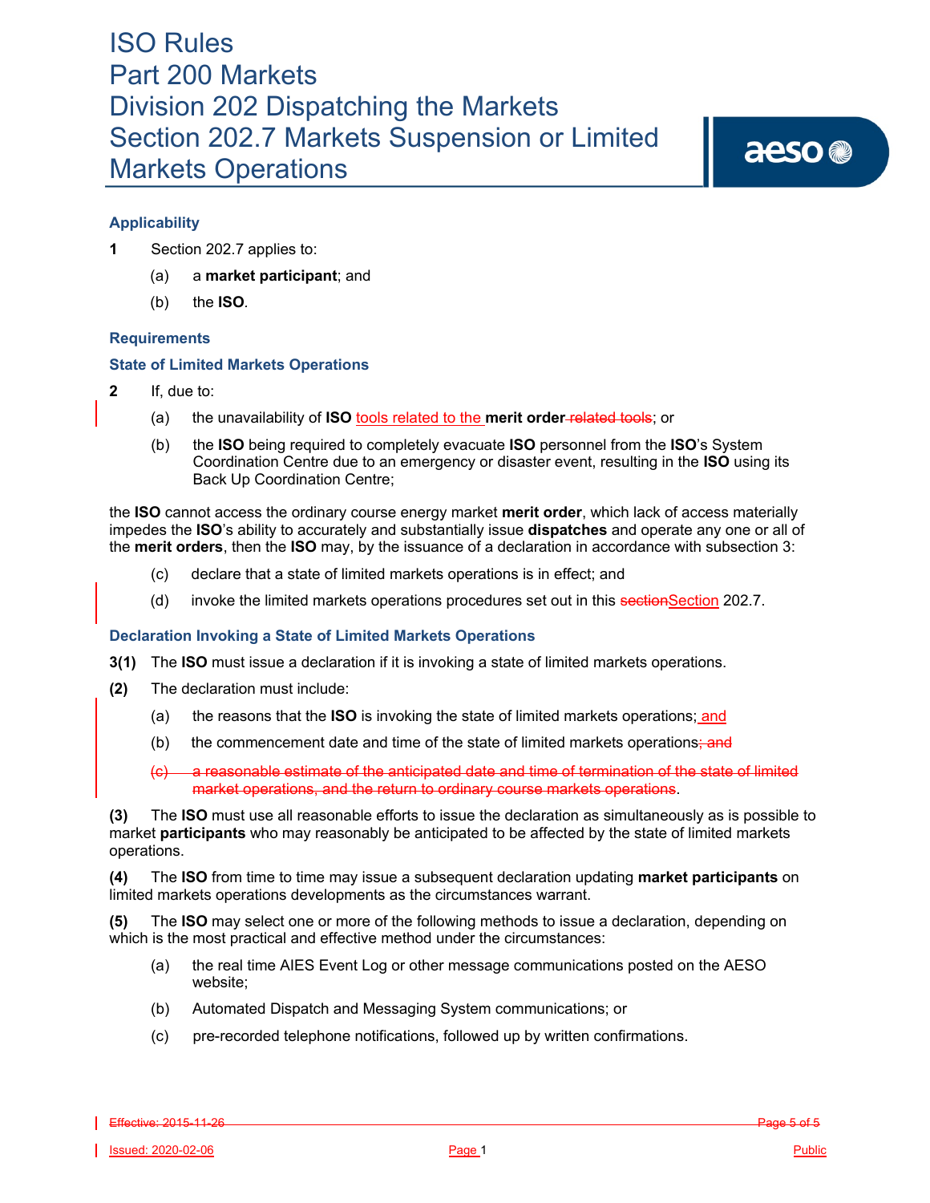# ISO Rules
# Part 200 Markets
# Division 202 Dispatching the Markets
# Section 202.7 Markets Suspension or Limited Markets Operations

## Applicability

**1** Section 202.7 applies to:

(a) a **market participant**; and

(b) the **ISO**.

## Requirements

### State of Limited Markets Operations

**2** If, due to:

(a) the unavailability of **ISO** tools related to the **merit order** ~~related tools~~; or

(b) the **ISO** being required to completely evacuate **ISO** personnel from the **ISO**'s System Coordination Centre due to an emergency or disaster event, resulting in the **ISO** using its Back Up Coordination Centre;

the **ISO** cannot access the ordinary course energy market **merit order**, which lack of access materially impedes the **ISO**'s ability to accurately and substantially issue **dispatches** and operate any one or all of the **merit orders**, then the **ISO** may, by the issuance of a declaration in accordance with subsection 3:

(c) declare that a state of limited markets operations is in effect; and

(d) invoke the limited markets operations procedures set out in this ~~section~~Section 202.7.

### Declaration Invoking a State of Limited Markets Operations

**3(1)** The **ISO** must issue a declaration if it is invoking a state of limited markets operations.

**(2)** The declaration must include:

(a) the reasons that the **ISO** is invoking the state of limited markets operations; and

(b) the commencement date and time of the state of limited markets operations~~; and~~

~~(c) a reasonable estimate of the anticipated date and time of termination of the state of limited market operations, and the return to ordinary course markets operations~~.

**(3)** The **ISO** must use all reasonable efforts to issue the declaration as simultaneously as is possible to market **participants** who may reasonably be anticipated to be affected by the state of limited markets operations.

**(4)** The **ISO** from time to time may issue a subsequent declaration updating **market participants** on limited markets operations developments as the circumstances warrant.

**(5)** The **ISO** may select one or more of the following methods to issue a declaration, depending on which is the most practical and effective method under the circumstances:

(a) the real time AIES Event Log or other message communications posted on the AESO website;

(b) Automated Dispatch and Messaging System communications; or

(c) pre-recorded telephone notifications, followed up by written confirmations.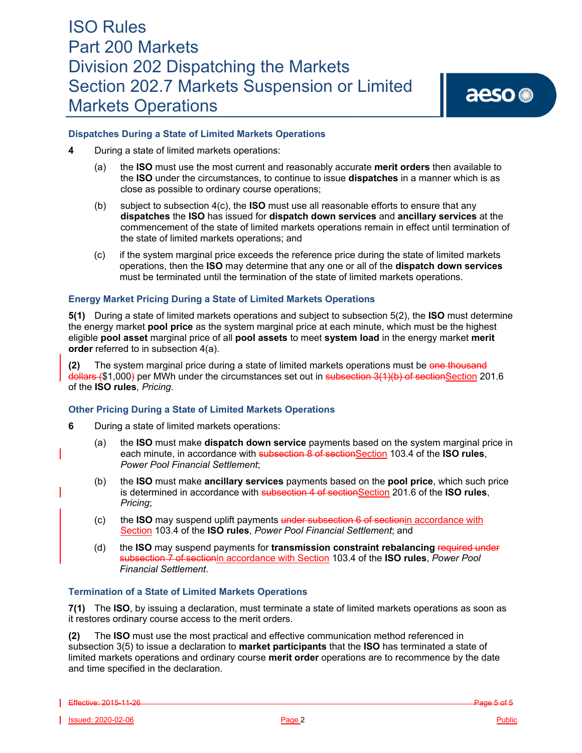### Dispatches During a State of Limited Markets Operations

**4** During a state of limited markets operations:

(a) the **ISO** must use the most current and reasonably accurate **merit orders** then available to the **ISO** under the circumstances, to continue to issue **dispatches** in a manner which is as close as possible to ordinary course operations;

(b) subject to subsection 4(c), the **ISO** must use all reasonable efforts to ensure that any **dispatches** the **ISO** has issued for **dispatch down services** and **ancillary services** at the commencement of the state of limited markets operations remain in effect until termination of the state of limited markets operations; and

(c) if the system marginal price exceeds the reference price during the state of limited markets operations, then the **ISO** may determine that any one or all of the **dispatch down services** must be terminated until the termination of the state of limited markets operations.

### Energy Market Pricing During a State of Limited Markets Operations

**5(1)** During a state of limited markets operations and subject to subsection 5(2), the **ISO** must determine the energy market **pool price** as the system marginal price at each minute, which must be the highest eligible **pool asset** marginal price of all **pool assets** to meet **system load** in the energy market **merit order** referred to in subsection 4(a).

**(2)** The system marginal price during a state of limited markets operations must be ~~one thousand dollars (~~$1,000~~)~~ per MWh under the circumstances set out in ~~subsection 3(1)(b) of section~~Section 201.6 of the **ISO rules**, *Pricing*.

### Other Pricing During a State of Limited Markets Operations

**6** During a state of limited markets operations:

(a) the **ISO** must make **dispatch down service** payments based on the system marginal price in each minute, in accordance with ~~subsection 8 of section~~Section 103.4 of the **ISO rules**, *Power Pool Financial Settlement*;

(b) the **ISO** must make **ancillary services** payments based on the **pool price**, which such price is determined in accordance with ~~subsection 4 of section~~Section 201.6 of the **ISO rules**, *Pricing*;

(c) the **ISO** may suspend uplift payments ~~under subsection 6 of section~~in accordance with Section 103.4 of the **ISO rules**, *Power Pool Financial Settlement*; and

(d) the **ISO** may suspend payments for **transmission constraint rebalancing** ~~required under subsection 7 of section~~in accordance with Section 103.4 of the **ISO rules**, *Power Pool Financial Settlement*.

### Termination of a State of Limited Markets Operations

**7(1)** The **ISO**, by issuing a declaration, must terminate a state of limited markets operations as soon as it restores ordinary course access to the merit orders.

**(2)** The **ISO** must use the most practical and effective communication method referenced in subsection 3(5) to issue a declaration to **market participants** that the **ISO** has terminated a state of limited markets operations and ordinary course **merit order** operations are to recommence by the date and time specified in the declaration.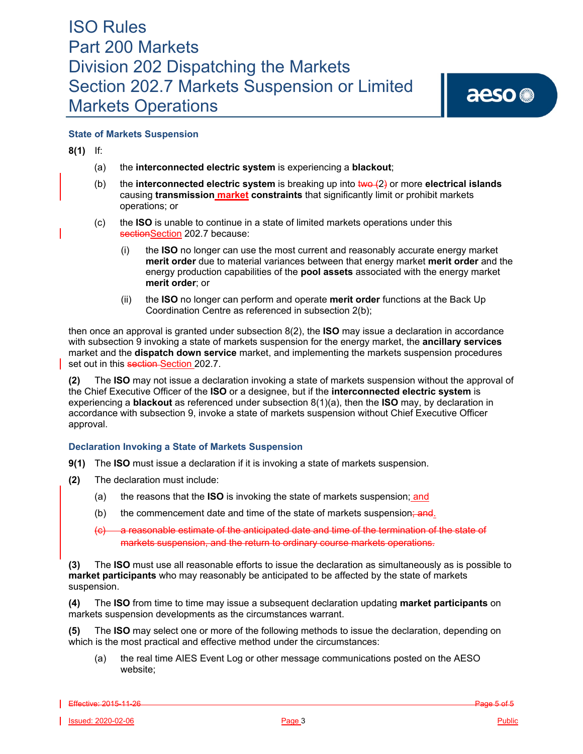## State of Markets Suspension

**8(1)** If:

(a) the **interconnected electric system** is experiencing a **blackout**;

(b) the **interconnected electric system** is breaking up into ~~two (~~2~~)~~ or more **electrical islands** causing **transmission market constraints** that significantly limit or prohibit markets operations; or

(c) the **ISO** is unable to continue in a state of limited markets operations under this ~~section~~Section 202.7 because:

(i) the **ISO** no longer can use the most current and reasonably accurate energy market **merit order** due to material variances between that energy market **merit order** and the energy production capabilities of the **pool assets** associated with the energy market **merit order**; or

(ii) the **ISO** no longer can perform and operate **merit order** functions at the Back Up Coordination Centre as referenced in subsection 2(b);

then once an approval is granted under subsection 8(2), the **ISO** may issue a declaration in accordance with subsection 9 invoking a state of markets suspension for the energy market, the **ancillary services** market and the **dispatch down service** market, and implementing the markets suspension procedures set out in this ~~section~~ Section 202.7.

**(2)** The **ISO** may not issue a declaration invoking a state of markets suspension without the approval of the Chief Executive Officer of the **ISO** or a designee, but if the **interconnected electric system** is experiencing a **blackout** as referenced under subsection 8(1)(a), then the **ISO** may, by declaration in accordance with subsection 9, invoke a state of markets suspension without Chief Executive Officer approval.

## Declaration Invoking a State of Markets Suspension

**9(1)** The **ISO** must issue a declaration if it is invoking a state of markets suspension.

**(2)** The declaration must include:

(a) the reasons that the **ISO** is invoking the state of markets suspension; and

(b) the commencement date and time of the state of markets suspension~~; and~~.

~~(c) a reasonable estimate of the anticipated date and time of the termination of the state of markets suspension, and the return to ordinary course markets operations.~~

**(3)** The **ISO** must use all reasonable efforts to issue the declaration as simultaneously as is possible to **market participants** who may reasonably be anticipated to be affected by the state of markets suspension.

**(4)** The **ISO** from time to time may issue a subsequent declaration updating **market participants** on markets suspension developments as the circumstances warrant.

**(5)** The **ISO** may select one or more of the following methods to issue the declaration, depending on which is the most practical and effective method under the circumstances:

(a) the real time AIES Event Log or other message communications posted on the AESO website;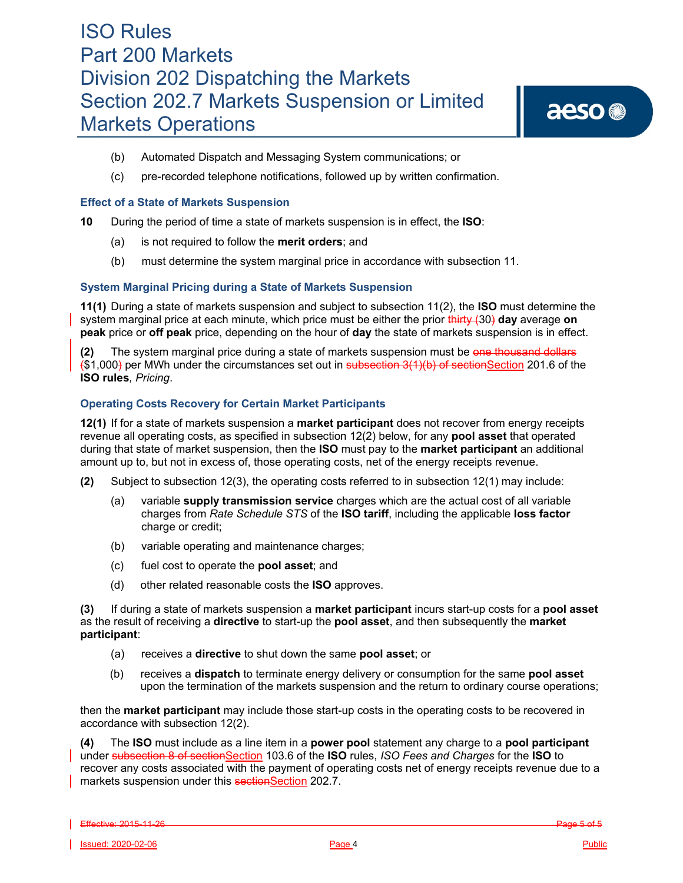(b) Automated Dispatch and Messaging System communications; or

(c) pre-recorded telephone notifications, followed up by written confirmation.

### Effect of a State of Markets Suspension

**10** During the period of time a state of markets suspension is in effect, the **ISO**:

(a) is not required to follow the **merit orders**; and

(b) must determine the system marginal price in accordance with subsection 11.

### System Marginal Pricing during a State of Markets Suspension

**11(1)** During a state of markets suspension and subject to subsection 11(2), the **ISO** must determine the system marginal price at each minute, which price must be either the prior ~~thirty (~~30~~)~~ **day** average **on peak** price or **off peak** price, depending on the hour of **day** the state of markets suspension is in effect.

**(2)** The system marginal price during a state of markets suspension must be ~~one thousand dollars (~~$1,000~~)~~ per MWh under the circumstances set out in ~~subsection 3(1)(b) of section~~Section 201.6 of the **ISO rules**, *Pricing*.

### Operating Costs Recovery for Certain Market Participants

**12(1)** If for a state of markets suspension a **market participant** does not recover from energy receipts revenue all operating costs, as specified in subsection 12(2) below, for any **pool asset** that operated during that state of market suspension, then the **ISO** must pay to the **market participant** an additional amount up to, but not in excess of, those operating costs, net of the energy receipts revenue.

**(2)** Subject to subsection 12(3), the operating costs referred to in subsection 12(1) may include:

(a) variable **supply transmission service** charges which are the actual cost of all variable charges from *Rate Schedule STS* of the **ISO tariff**, including the applicable **loss factor** charge or credit;

(b) variable operating and maintenance charges;

(c) fuel cost to operate the **pool asset**; and

(d) other related reasonable costs the **ISO** approves.

**(3)** If during a state of markets suspension a **market participant** incurs start-up costs for a **pool asset** as the result of receiving a **directive** to start-up the **pool asset**, and then subsequently the **market participant**:

(a) receives a **directive** to shut down the same **pool asset**; or

(b) receives a **dispatch** to terminate energy delivery or consumption for the same **pool asset** upon the termination of the markets suspension and the return to ordinary course operations;

then the **market participant** may include those start-up costs in the operating costs to be recovered in accordance with subsection 12(2).

**(4)** The **ISO** must include as a line item in a **power pool** statement any charge to a **pool participant** under ~~subsection 8 of section~~Section 103.6 of the **ISO** rules, *ISO Fees and Charges* for the **ISO** to recover any costs associated with the payment of operating costs net of energy receipts revenue due to a markets suspension under this ~~section~~Section 202.7.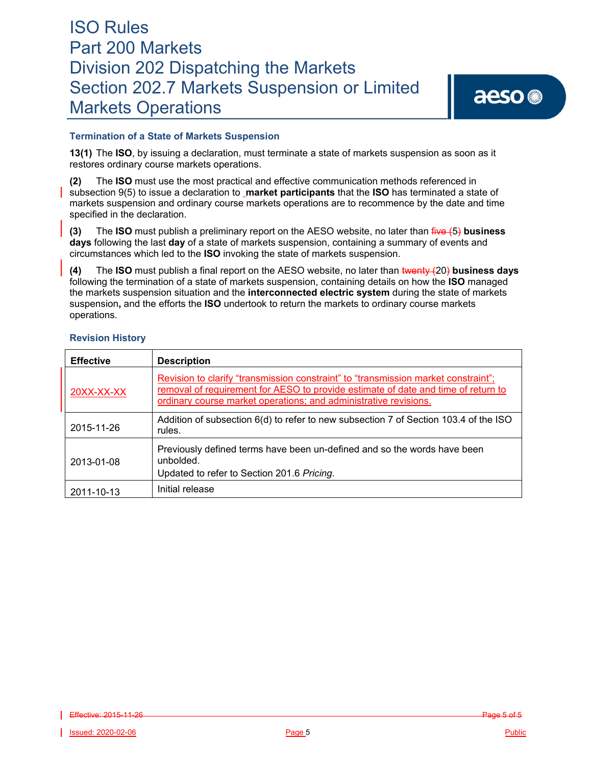## Termination of a State of Markets Suspension

**13(1)** The **ISO**, by issuing a declaration, must terminate a state of markets suspension as soon as it restores ordinary course markets operations.

**(2)** The **ISO** must use the most practical and effective communication methods referenced in subsection 9(5) to issue a declaration to **market participants** that the **ISO** has terminated a state of markets suspension and ordinary course markets operations are to recommence by the date and time specified in the declaration.

**(3)** The **ISO** must publish a preliminary report on the AESO website, no later than ~~five (~~5~~)~~ **business days** following the last **day** of a state of markets suspension, containing a summary of events and circumstances which led to the **ISO** invoking the state of markets suspension.

**(4)** The **ISO** must publish a final report on the AESO website, no later than ~~twenty (~~20~~)~~ **business days** following the termination of a state of markets suspension, containing details on how the **ISO** managed the markets suspension situation and the **interconnected electric system** during the state of markets suspension**,** and the efforts the **ISO** undertook to return the markets to ordinary course markets operations.

### Revision History

| Effective | Description |
| --- | --- |
| 20XX-XX-XX | Revision to clarify "transmission constraint" to "transmission market constraint"; removal of requirement for AESO to provide estimate of date and time of return to ordinary course market operations; and administrative revisions. |
| 2015-11-26 | Addition of subsection 6(d) to refer to new subsection 7 of Section 103.4 of the ISO rules. |
| 2013-01-08 | Previously defined terms have been un-defined and so the words have been unbolded.<br>Updated to refer to Section 201.6 *Pricing*. |
| 2011-10-13 | Initial release |